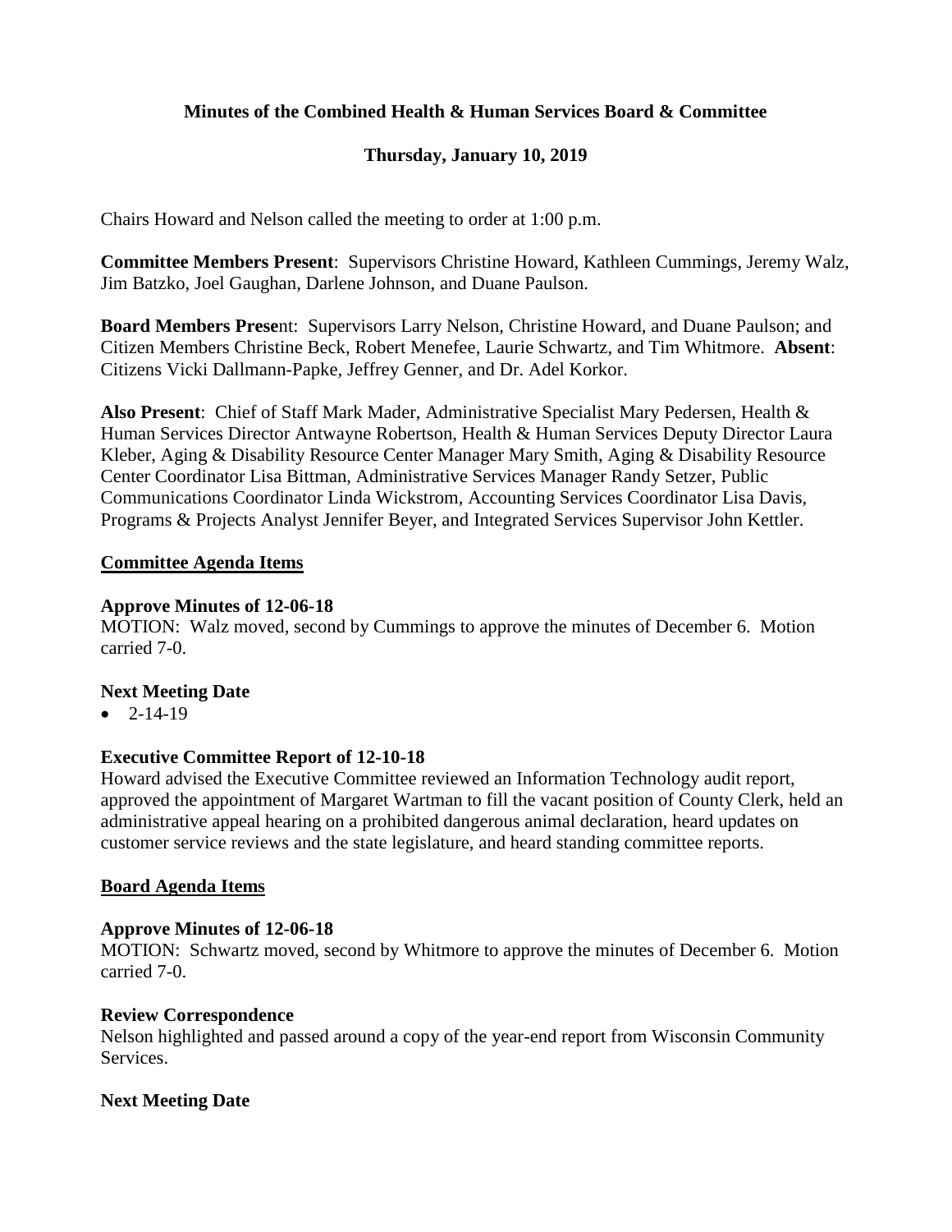**Minutes of the Combined Health & Human Services Board & Committee**

**Thursday, January 10, 2019**

Chairs Howard and Nelson called the meeting to order at 1:00 p.m.

**Committee Members Present**: Supervisors Christine Howard, Kathleen Cummings, Jeremy Walz, Jim Batzko, Joel Gaughan, Darlene Johnson, and Duane Paulson.

**Board Members Present**: Supervisors Larry Nelson, Christine Howard, and Duane Paulson; and Citizen Members Christine Beck, Robert Menefee, Laurie Schwartz, and Tim Whitmore. **Absent**: Citizens Vicki Dallmann-Papke, Jeffrey Genner, and Dr. Adel Korkor.

**Also Present**: Chief of Staff Mark Mader, Administrative Specialist Mary Pedersen, Health & Human Services Director Antwayne Robertson, Health & Human Services Deputy Director Laura Kleber, Aging & Disability Resource Center Manager Mary Smith, Aging & Disability Resource Center Coordinator Lisa Bittman, Administrative Services Manager Randy Setzer, Public Communications Coordinator Linda Wickstrom, Accounting Services Coordinator Lisa Davis, Programs & Projects Analyst Jennifer Beyer, and Integrated Services Supervisor John Kettler.

## Committee Agenda Items

**Approve Minutes of 12-06-18**

MOTION: Walz moved, second by Cummings to approve the minutes of December 6. Motion carried 7-0.

**Next Meeting Date**

- 2-14-19

**Executive Committee Report of 12-10-18**

Howard advised the Executive Committee reviewed an Information Technology audit report, approved the appointment of Margaret Wartman to fill the vacant position of County Clerk, held an administrative appeal hearing on a prohibited dangerous animal declaration, heard updates on customer service reviews and the state legislature, and heard standing committee reports.

## Board Agenda Items

**Approve Minutes of 12-06-18**

MOTION: Schwartz moved, second by Whitmore to approve the minutes of December 6. Motion carried 7-0.

**Review Correspondence**

Nelson highlighted and passed around a copy of the year-end report from Wisconsin Community Services.

**Next Meeting Date**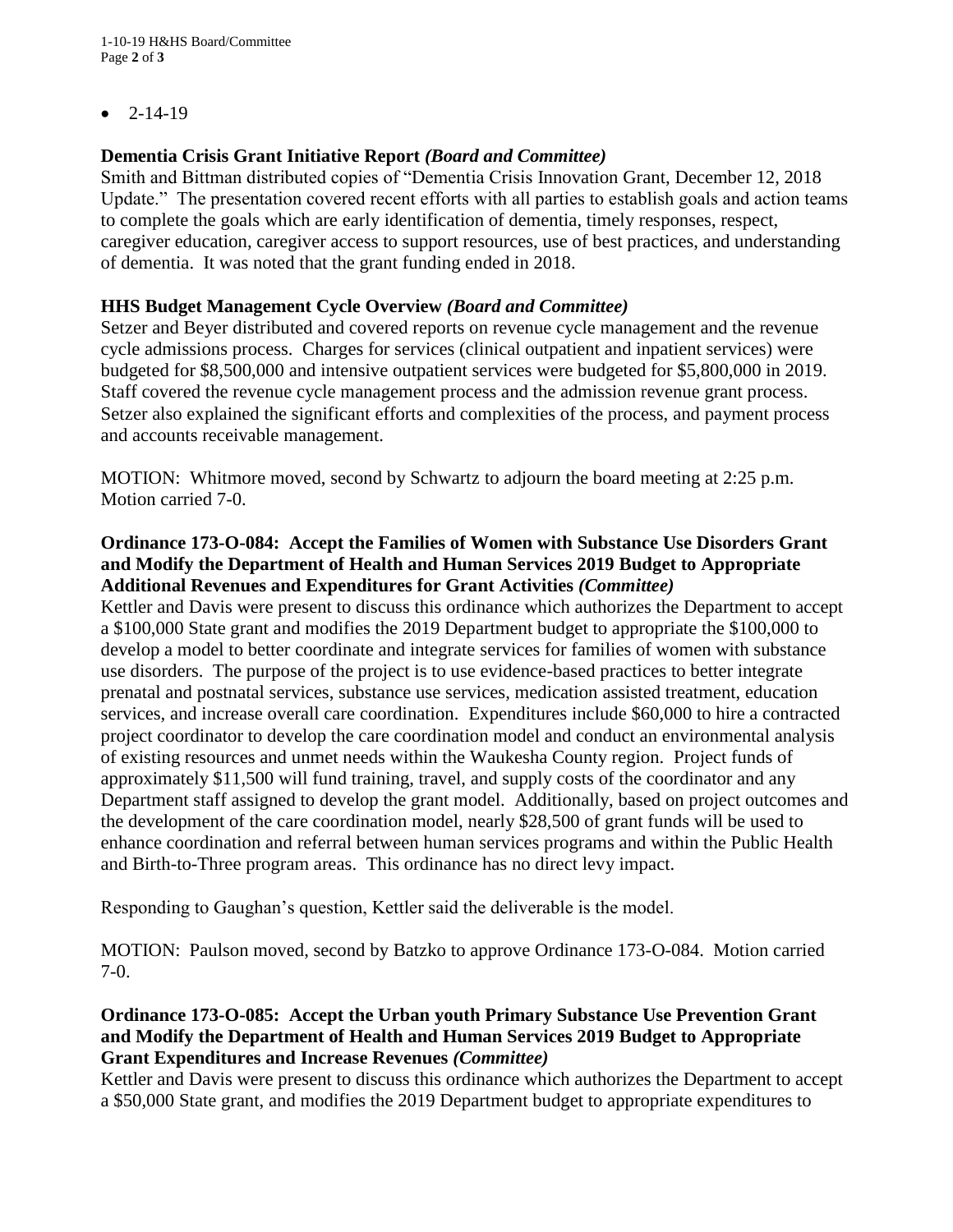- 2-14-19

**Dementia Crisis Grant Initiative Report** ***(Board and Committee)***
Smith and Bittman distributed copies of "Dementia Crisis Innovation Grant, December 12, 2018 Update." The presentation covered recent efforts with all parties to establish goals and action teams to complete the goals which are early identification of dementia, timely responses, respect, caregiver education, caregiver access to support resources, use of best practices, and understanding of dementia. It was noted that the grant funding ended in 2018.

**HHS Budget Management Cycle Overview** ***(Board and Committee)***
Setzer and Beyer distributed and covered reports on revenue cycle management and the revenue cycle admissions process. Charges for services (clinical outpatient and inpatient services) were budgeted for $8,500,000 and intensive outpatient services were budgeted for $5,800,000 in 2019. Staff covered the revenue cycle management process and the admission revenue grant process. Setzer also explained the significant efforts and complexities of the process, and payment process and accounts receivable management.

MOTION: Whitmore moved, second by Schwartz to adjourn the board meeting at 2:25 p.m. Motion carried 7-0.

**Ordinance 173-O-084: Accept the Families of Women with Substance Use Disorders Grant and Modify the Department of Health and Human Services 2019 Budget to Appropriate Additional Revenues and Expenditures for Grant Activities** ***(Committee)***
Kettler and Davis were present to discuss this ordinance which authorizes the Department to accept a $100,000 State grant and modifies the 2019 Department budget to appropriate the $100,000 to develop a model to better coordinate and integrate services for families of women with substance use disorders. The purpose of the project is to use evidence-based practices to better integrate prenatal and postnatal services, substance use services, medication assisted treatment, education services, and increase overall care coordination. Expenditures include $60,000 to hire a contracted project coordinator to develop the care coordination model and conduct an environmental analysis of existing resources and unmet needs within the Waukesha County region. Project funds of approximately $11,500 will fund training, travel, and supply costs of the coordinator and any Department staff assigned to develop the grant model. Additionally, based on project outcomes and the development of the care coordination model, nearly $28,500 of grant funds will be used to enhance coordination and referral between human services programs and within the Public Health and Birth-to-Three program areas. This ordinance has no direct levy impact.

Responding to Gaughan's question, Kettler said the deliverable is the model.

MOTION: Paulson moved, second by Batzko to approve Ordinance 173-O-084. Motion carried 7-0.

**Ordinance 173-O-085: Accept the Urban youth Primary Substance Use Prevention Grant and Modify the Department of Health and Human Services 2019 Budget to Appropriate Grant Expenditures and Increase Revenues** ***(Committee)***
Kettler and Davis were present to discuss this ordinance which authorizes the Department to accept a $50,000 State grant, and modifies the 2019 Department budget to appropriate expenditures to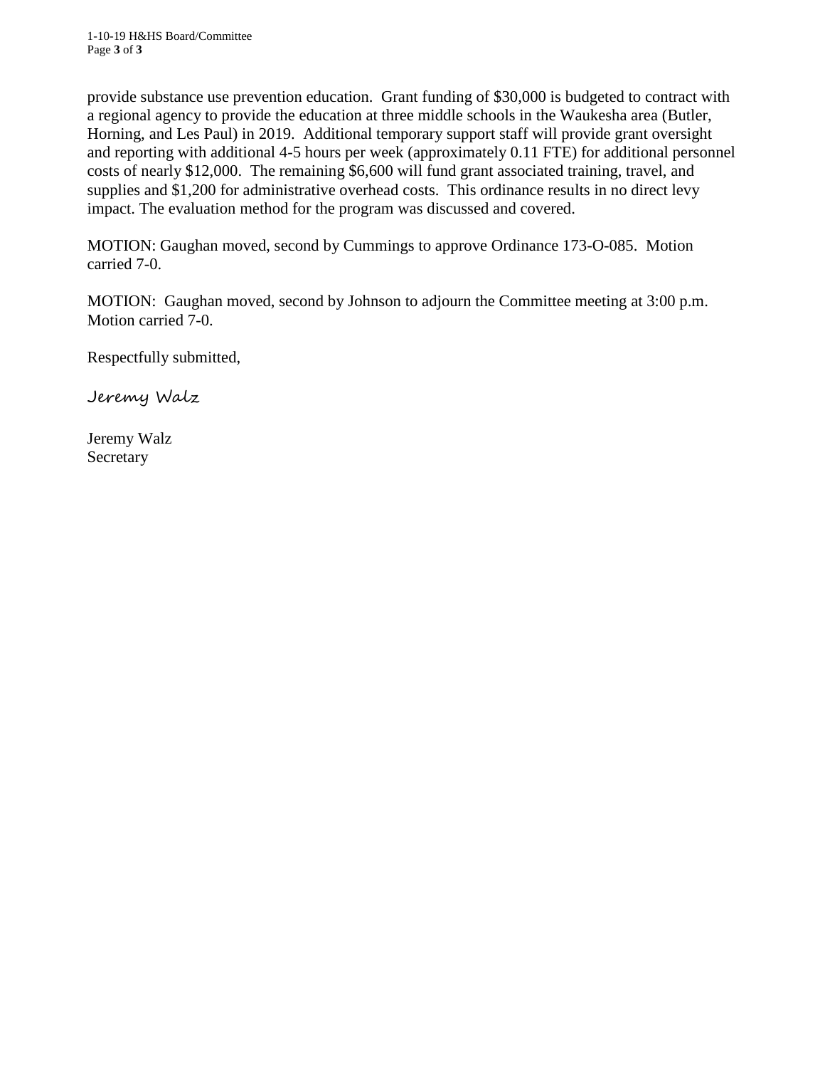provide substance use prevention education. Grant funding of $30,000 is budgeted to contract with a regional agency to provide the education at three middle schools in the Waukesha area (Butler, Horning, and Les Paul) in 2019. Additional temporary support staff will provide grant oversight and reporting with additional 4-5 hours per week (approximately 0.11 FTE) for additional personnel costs of nearly $12,000. The remaining $6,600 will fund grant associated training, travel, and supplies and $1,200 for administrative overhead costs. This ordinance results in no direct levy impact. The evaluation method for the program was discussed and covered.

MOTION: Gaughan moved, second by Cummings to approve Ordinance 173-O-085. Motion carried 7-0.

MOTION: Gaughan moved, second by Johnson to adjourn the Committee meeting at 3:00 p.m. Motion carried 7-0.

Respectfully submitted,

*Jeremy Walz*

Jeremy Walz
Secretary